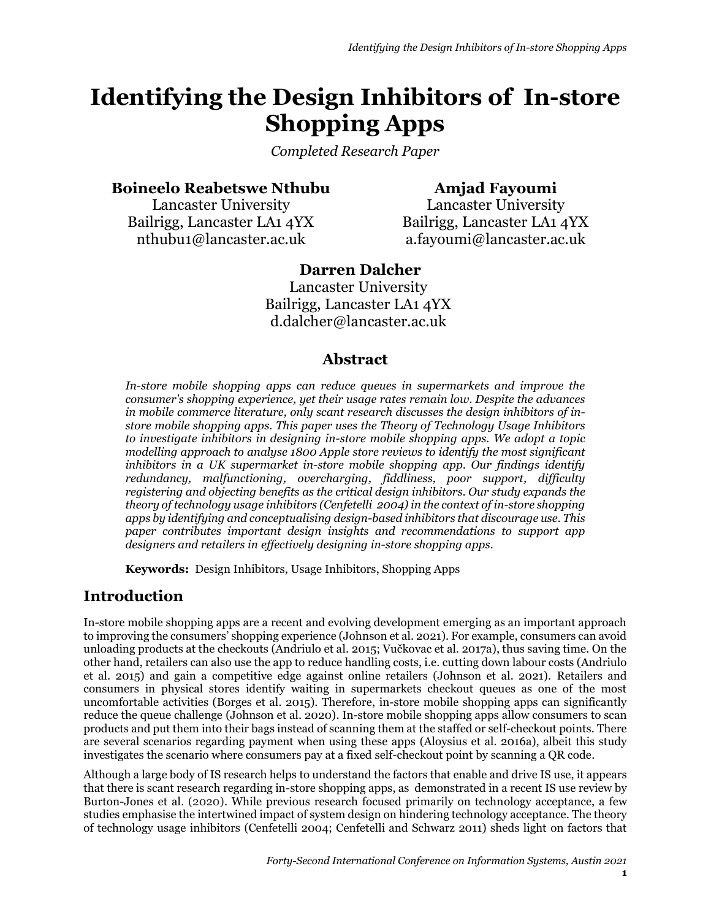# Identifying the Design Inhibitors of In-store Shopping Apps

*Completed Research Paper*

**Boineelo Reabetswe Nthubu**
Lancaster University
Bailrigg, Lancaster LA1 4YX
nthubu1@lancaster.ac.uk

**Amjad Fayoumi**
Lancaster University
Bailrigg, Lancaster LA1 4YX
a.fayoumi@lancaster.ac.uk

**Darren Dalcher**
Lancaster University
Bailrigg, Lancaster LA1 4YX
d.dalcher@lancaster.ac.uk

## Abstract

*In-store mobile shopping apps can reduce queues in supermarkets and improve the consumer's shopping experience, yet their usage rates remain low. Despite the advances in mobile commerce literature, only scant research discusses the design inhibitors of in-store mobile shopping apps. This paper uses the Theory of Technology Usage Inhibitors to investigate inhibitors in designing in-store mobile shopping apps. We adopt a topic modelling approach to analyse 1800 Apple store reviews to identify the most significant inhibitors in a UK supermarket in-store mobile shopping app. Our findings identify redundancy, malfunctioning, overcharging, fiddliness, poor support, difficulty registering and objecting benefits as the critical design inhibitors. Our study expands the theory of technology usage inhibitors (Cenfetelli 2004) in the context of in-store shopping apps by identifying and conceptualising design-based inhibitors that discourage use. This paper contributes important design insights and recommendations to support app designers and retailers in effectively designing in-store shopping apps.*

**Keywords:** Design Inhibitors, Usage Inhibitors, Shopping Apps

## Introduction

In-store mobile shopping apps are a recent and evolving development emerging as an important approach to improving the consumers' shopping experience (Johnson et al. 2021). For example, consumers can avoid unloading products at the checkouts (Andriulo et al. 2015; Vučkovac et al. 2017a), thus saving time. On the other hand, retailers can also use the app to reduce handling costs, i.e. cutting down labour costs (Andriulo et al. 2015) and gain a competitive edge against online retailers (Johnson et al. 2021). Retailers and consumers in physical stores identify waiting in supermarkets checkout queues as one of the most uncomfortable activities (Borges et al. 2015). Therefore, in-store mobile shopping apps can significantly reduce the queue challenge (Johnson et al. 2020). In-store mobile shopping apps allow consumers to scan products and put them into their bags instead of scanning them at the staffed or self-checkout points. There are several scenarios regarding payment when using these apps (Aloysius et al. 2016a), albeit this study investigates the scenario where consumers pay at a fixed self-checkout point by scanning a QR code.

Although a large body of IS research helps to understand the factors that enable and drive IS use, it appears that there is scant research regarding in-store shopping apps, as demonstrated in a recent IS use review by Burton-Jones et al. (2020). While previous research focused primarily on technology acceptance, a few studies emphasise the intertwined impact of system design on hindering technology acceptance. The theory of technology usage inhibitors (Cenfetelli 2004; Cenfetelli and Schwarz 2011) sheds light on factors that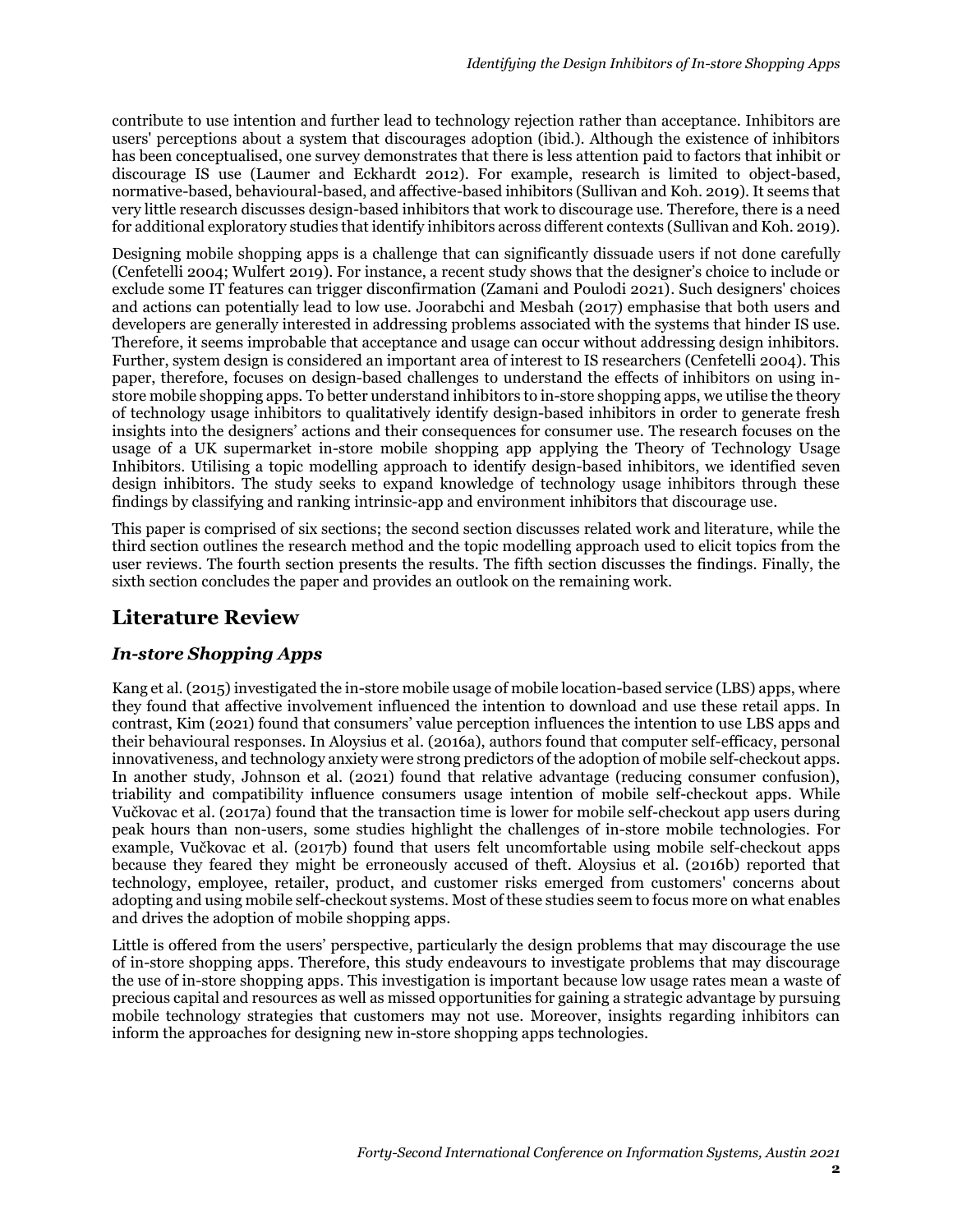contribute to use intention and further lead to technology rejection rather than acceptance. Inhibitors are users' perceptions about a system that discourages adoption (ibid.). Although the existence of inhibitors has been conceptualised, one survey demonstrates that there is less attention paid to factors that inhibit or discourage IS use (Laumer and Eckhardt 2012). For example, research is limited to object-based, normative-based, behavioural-based, and affective-based inhibitors (Sullivan and Koh. 2019). It seems that very little research discusses design-based inhibitors that work to discourage use. Therefore, there is a need for additional exploratory studies that identify inhibitors across different contexts (Sullivan and Koh. 2019).

Designing mobile shopping apps is a challenge that can significantly dissuade users if not done carefully (Cenfetelli 2004; Wulfert 2019). For instance, a recent study shows that the designer's choice to include or exclude some IT features can trigger disconfirmation (Zamani and Poulodi 2021). Such designers' choices and actions can potentially lead to low use. Joorabchi and Mesbah (2017) emphasise that both users and developers are generally interested in addressing problems associated with the systems that hinder IS use. Therefore, it seems improbable that acceptance and usage can occur without addressing design inhibitors. Further, system design is considered an important area of interest to IS researchers (Cenfetelli 2004). This paper, therefore, focuses on design-based challenges to understand the effects of inhibitors on using in-store mobile shopping apps. To better understand inhibitors to in-store shopping apps, we utilise the theory of technology usage inhibitors to qualitatively identify design-based inhibitors in order to generate fresh insights into the designers' actions and their consequences for consumer use. The research focuses on the usage of a UK supermarket in-store mobile shopping app applying the Theory of Technology Usage Inhibitors. Utilising a topic modelling approach to identify design-based inhibitors, we identified seven design inhibitors. The study seeks to expand knowledge of technology usage inhibitors through these findings by classifying and ranking intrinsic-app and environment inhibitors that discourage use.

This paper is comprised of six sections; the second section discusses related work and literature, while the third section outlines the research method and the topic modelling approach used to elicit topics from the user reviews. The fourth section presents the results. The fifth section discusses the findings. Finally, the sixth section concludes the paper and provides an outlook on the remaining work.

## Literature Review

### *In-store Shopping Apps*

Kang et al. (2015) investigated the in-store mobile usage of mobile location-based service (LBS) apps, where they found that affective involvement influenced the intention to download and use these retail apps. In contrast, Kim (2021) found that consumers' value perception influences the intention to use LBS apps and their behavioural responses. In Aloysius et al. (2016a), authors found that computer self-efficacy, personal innovativeness, and technology anxiety were strong predictors of the adoption of mobile self-checkout apps. In another study, Johnson et al. (2021) found that relative advantage (reducing consumer confusion), triability and compatibility influence consumers usage intention of mobile self-checkout apps. While Vučkovac et al. (2017a) found that the transaction time is lower for mobile self-checkout app users during peak hours than non-users, some studies highlight the challenges of in-store mobile technologies. For example, Vučkovac et al. (2017b) found that users felt uncomfortable using mobile self-checkout apps because they feared they might be erroneously accused of theft. Aloysius et al. (2016b) reported that technology, employee, retailer, product, and customer risks emerged from customers' concerns about adopting and using mobile self-checkout systems. Most of these studies seem to focus more on what enables and drives the adoption of mobile shopping apps.

Little is offered from the users' perspective, particularly the design problems that may discourage the use of in-store shopping apps. Therefore, this study endeavours to investigate problems that may discourage the use of in-store shopping apps. This investigation is important because low usage rates mean a waste of precious capital and resources as well as missed opportunities for gaining a strategic advantage by pursuing mobile technology strategies that customers may not use. Moreover, insights regarding inhibitors can inform the approaches for designing new in-store shopping apps technologies.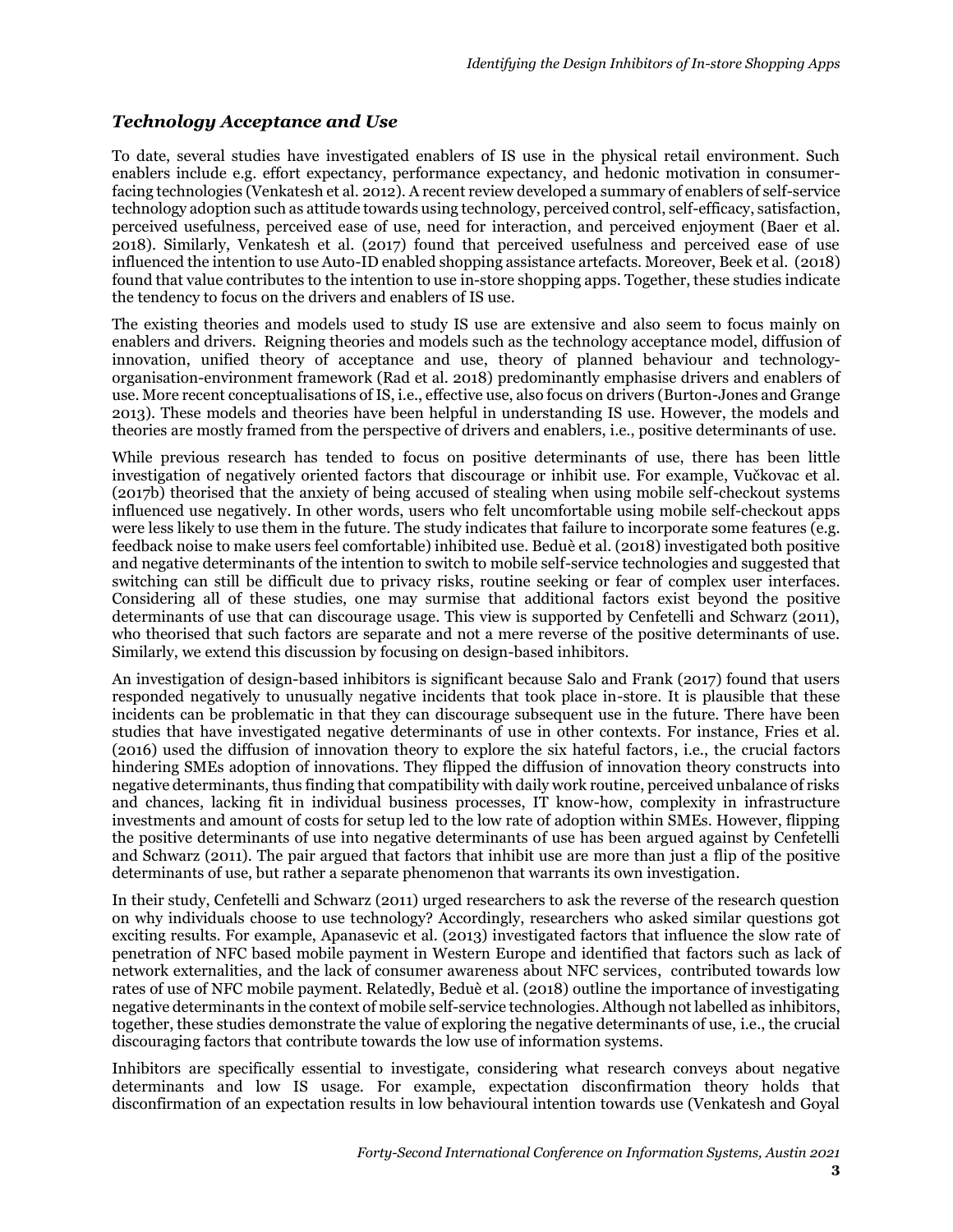### *Technology Acceptance and Use*

To date, several studies have investigated enablers of IS use in the physical retail environment. Such enablers include e.g. effort expectancy, performance expectancy, and hedonic motivation in consumer-facing technologies (Venkatesh et al. 2012). A recent review developed a summary of enablers of self-service technology adoption such as attitude towards using technology, perceived control, self-efficacy, satisfaction, perceived usefulness, perceived ease of use, need for interaction, and perceived enjoyment (Baer et al. 2018). Similarly, Venkatesh et al. (2017) found that perceived usefulness and perceived ease of use influenced the intention to use Auto-ID enabled shopping assistance artefacts. Moreover, Beek et al. (2018) found that value contributes to the intention to use in-store shopping apps. Together, these studies indicate the tendency to focus on the drivers and enablers of IS use.

The existing theories and models used to study IS use are extensive and also seem to focus mainly on enablers and drivers. Reigning theories and models such as the technology acceptance model, diffusion of innovation, unified theory of acceptance and use, theory of planned behaviour and technology-organisation-environment framework (Rad et al. 2018) predominantly emphasise drivers and enablers of use. More recent conceptualisations of IS, i.e., effective use, also focus on drivers (Burton-Jones and Grange 2013). These models and theories have been helpful in understanding IS use. However, the models and theories are mostly framed from the perspective of drivers and enablers, i.e., positive determinants of use.

While previous research has tended to focus on positive determinants of use, there has been little investigation of negatively oriented factors that discourage or inhibit use. For example, Vučkovac et al. (2017b) theorised that the anxiety of being accused of stealing when using mobile self-checkout systems influenced use negatively. In other words, users who felt uncomfortable using mobile self-checkout apps were less likely to use them in the future. The study indicates that failure to incorporate some features (e.g. feedback noise to make users feel comfortable) inhibited use. Beduè et al. (2018) investigated both positive and negative determinants of the intention to switch to mobile self-service technologies and suggested that switching can still be difficult due to privacy risks, routine seeking or fear of complex user interfaces. Considering all of these studies, one may surmise that additional factors exist beyond the positive determinants of use that can discourage usage. This view is supported by Cenfetelli and Schwarz (2011), who theorised that such factors are separate and not a mere reverse of the positive determinants of use. Similarly, we extend this discussion by focusing on design-based inhibitors.

An investigation of design-based inhibitors is significant because Salo and Frank (2017) found that users responded negatively to unusually negative incidents that took place in-store. It is plausible that these incidents can be problematic in that they can discourage subsequent use in the future. There have been studies that have investigated negative determinants of use in other contexts. For instance, Fries et al. (2016) used the diffusion of innovation theory to explore the six hateful factors, i.e., the crucial factors hindering SMEs adoption of innovations. They flipped the diffusion of innovation theory constructs into negative determinants, thus finding that compatibility with daily work routine, perceived unbalance of risks and chances, lacking fit in individual business processes, IT know-how, complexity in infrastructure investments and amount of costs for setup led to the low rate of adoption within SMEs. However, flipping the positive determinants of use into negative determinants of use has been argued against by Cenfetelli and Schwarz (2011). The pair argued that factors that inhibit use are more than just a flip of the positive determinants of use, but rather a separate phenomenon that warrants its own investigation.

In their study, Cenfetelli and Schwarz (2011) urged researchers to ask the reverse of the research question on why individuals choose to use technology? Accordingly, researchers who asked similar questions got exciting results. For example, Apanasevic et al. (2013) investigated factors that influence the slow rate of penetration of NFC based mobile payment in Western Europe and identified that factors such as lack of network externalities, and the lack of consumer awareness about NFC services, contributed towards low rates of use of NFC mobile payment. Relatedly, Beduè et al. (2018) outline the importance of investigating negative determinants in the context of mobile self-service technologies. Although not labelled as inhibitors, together, these studies demonstrate the value of exploring the negative determinants of use, i.e., the crucial discouraging factors that contribute towards the low use of information systems.

Inhibitors are specifically essential to investigate, considering what research conveys about negative determinants and low IS usage. For example, expectation disconfirmation theory holds that disconfirmation of an expectation results in low behavioural intention towards use (Venkatesh and Goyal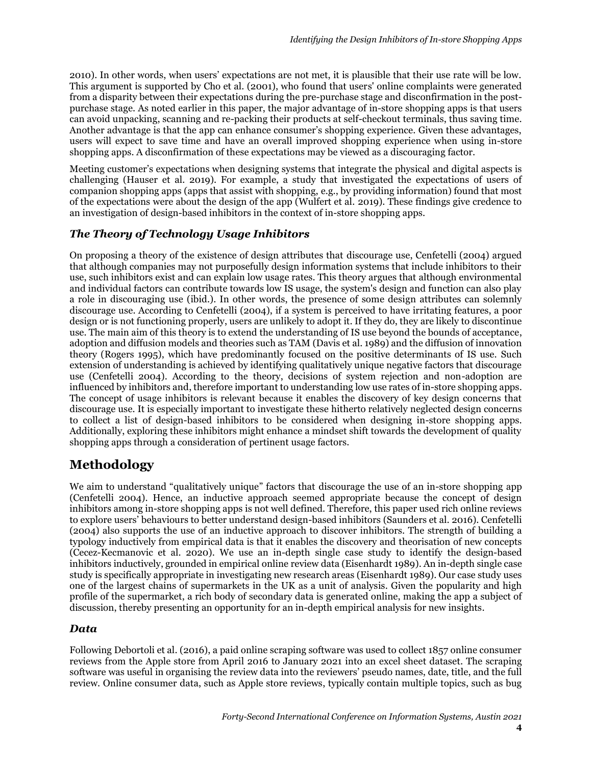2010). In other words, when users' expectations are not met, it is plausible that their use rate will be low. This argument is supported by Cho et al. (2001), who found that users' online complaints were generated from a disparity between their expectations during the pre-purchase stage and disconfirmation in the post-purchase stage. As noted earlier in this paper, the major advantage of in-store shopping apps is that users can avoid unpacking, scanning and re-packing their products at self-checkout terminals, thus saving time. Another advantage is that the app can enhance consumer's shopping experience. Given these advantages, users will expect to save time and have an overall improved shopping experience when using in-store shopping apps. A disconfirmation of these expectations may be viewed as a discouraging factor.

Meeting customer's expectations when designing systems that integrate the physical and digital aspects is challenging (Hauser et al. 2019). For example, a study that investigated the expectations of users of companion shopping apps (apps that assist with shopping, e.g., by providing information) found that most of the expectations were about the design of the app (Wulfert et al. 2019). These findings give credence to an investigation of design-based inhibitors in the context of in-store shopping apps.

### *The Theory of Technology Usage Inhibitors*

On proposing a theory of the existence of design attributes that discourage use, Cenfetelli (2004) argued that although companies may not purposefully design information systems that include inhibitors to their use, such inhibitors exist and can explain low usage rates. This theory argues that although environmental and individual factors can contribute towards low IS usage, the system's design and function can also play a role in discouraging use (ibid.). In other words, the presence of some design attributes can solemnly discourage use. According to Cenfetelli (2004), if a system is perceived to have irritating features, a poor design or is not functioning properly, users are unlikely to adopt it. If they do, they are likely to discontinue use. The main aim of this theory is to extend the understanding of IS use beyond the bounds of acceptance, adoption and diffusion models and theories such as TAM (Davis et al. 1989) and the diffusion of innovation theory (Rogers 1995), which have predominantly focused on the positive determinants of IS use. Such extension of understanding is achieved by identifying qualitatively unique negative factors that discourage use (Cenfetelli 2004). According to the theory, decisions of system rejection and non-adoption are influenced by inhibitors and, therefore important to understanding low use rates of in-store shopping apps. The concept of usage inhibitors is relevant because it enables the discovery of key design concerns that discourage use. It is especially important to investigate these hitherto relatively neglected design concerns to collect a list of design-based inhibitors to be considered when designing in-store shopping apps. Additionally, exploring these inhibitors might enhance a mindset shift towards the development of quality shopping apps through a consideration of pertinent usage factors.

## Methodology

We aim to understand "qualitatively unique" factors that discourage the use of an in-store shopping app (Cenfetelli 2004). Hence, an inductive approach seemed appropriate because the concept of design inhibitors among in-store shopping apps is not well defined. Therefore, this paper used rich online reviews to explore users' behaviours to better understand design-based inhibitors (Saunders et al. 2016). Cenfetelli (2004) also supports the use of an inductive approach to discover inhibitors. The strength of building a typology inductively from empirical data is that it enables the discovery and theorisation of new concepts (Cecez-Kecmanovic et al. 2020). We use an in-depth single case study to identify the design-based inhibitors inductively, grounded in empirical online review data (Eisenhardt 1989). An in-depth single case study is specifically appropriate in investigating new research areas (Eisenhardt 1989). Our case study uses one of the largest chains of supermarkets in the UK as a unit of analysis. Given the popularity and high profile of the supermarket, a rich body of secondary data is generated online, making the app a subject of discussion, thereby presenting an opportunity for an in-depth empirical analysis for new insights.

### *Data*

Following Debortoli et al. (2016), a paid online scraping software was used to collect 1857 online consumer reviews from the Apple store from April 2016 to January 2021 into an excel sheet dataset. The scraping software was useful in organising the review data into the reviewers' pseudo names, date, title, and the full review. Online consumer data, such as Apple store reviews, typically contain multiple topics, such as bug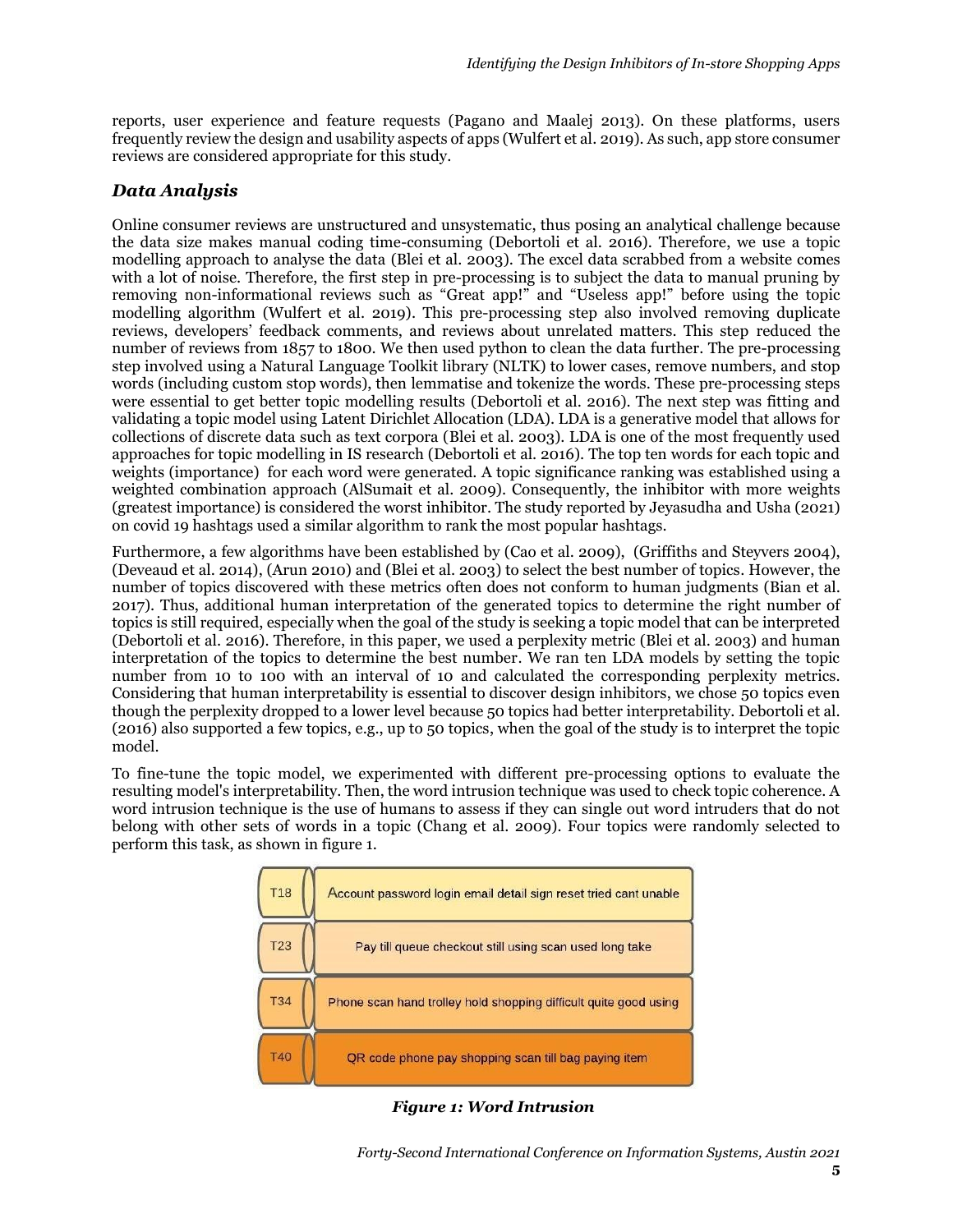reports, user experience and feature requests (Pagano and Maalej 2013). On these platforms, users frequently review the design and usability aspects of apps (Wulfert et al. 2019). As such, app store consumer reviews are considered appropriate for this study.

## *Data Analysis*

Online consumer reviews are unstructured and unsystematic, thus posing an analytical challenge because the data size makes manual coding time-consuming (Debortoli et al. 2016). Therefore, we use a topic modelling approach to analyse the data (Blei et al. 2003). The excel data scrabbed from a website comes with a lot of noise. Therefore, the first step in pre-processing is to subject the data to manual pruning by removing non-informational reviews such as "Great app!" and "Useless app!" before using the topic modelling algorithm (Wulfert et al. 2019). This pre-processing step also involved removing duplicate reviews, developers' feedback comments, and reviews about unrelated matters. This step reduced the number of reviews from 1857 to 1800. We then used python to clean the data further. The pre-processing step involved using a Natural Language Toolkit library (NLTK) to lower cases, remove numbers, and stop words (including custom stop words), then lemmatise and tokenize the words. These pre-processing steps were essential to get better topic modelling results (Debortoli et al. 2016). The next step was fitting and validating a topic model using Latent Dirichlet Allocation (LDA). LDA is a generative model that allows for collections of discrete data such as text corpora (Blei et al. 2003). LDA is one of the most frequently used approaches for topic modelling in IS research (Debortoli et al. 2016). The top ten words for each topic and weights (importance) for each word were generated. A topic significance ranking was established using a weighted combination approach (AlSumait et al. 2009). Consequently, the inhibitor with more weights (greatest importance) is considered the worst inhibitor. The study reported by Jeyasudha and Usha (2021) on covid 19 hashtags used a similar algorithm to rank the most popular hashtags.

Furthermore, a few algorithms have been established by (Cao et al. 2009), (Griffiths and Steyvers 2004), (Deveaud et al. 2014), (Arun 2010) and (Blei et al. 2003) to select the best number of topics. However, the number of topics discovered with these metrics often does not conform to human judgments (Bian et al. 2017). Thus, additional human interpretation of the generated topics to determine the right number of topics is still required, especially when the goal of the study is seeking a topic model that can be interpreted (Debortoli et al. 2016). Therefore, in this paper, we used a perplexity metric (Blei et al. 2003) and human interpretation of the topics to determine the best number. We ran ten LDA models by setting the topic number from 10 to 100 with an interval of 10 and calculated the corresponding perplexity metrics. Considering that human interpretability is essential to discover design inhibitors, we chose 50 topics even though the perplexity dropped to a lower level because 50 topics had better interpretability. Debortoli et al. (2016) also supported a few topics, e.g., up to 50 topics, when the goal of the study is to interpret the topic model.

To fine-tune the topic model, we experimented with different pre-processing options to evaluate the resulting model's interpretability. Then, the word intrusion technique was used to check topic coherence. A word intrusion technique is the use of humans to assess if they can single out word intruders that do not belong with other sets of words in a topic (Chang et al. 2009). Four topics were randomly selected to perform this task, as shown in figure 1.

| | |
|---|---|
| T18 | Account password login email detail sign reset tried cant unable |
| T23 | Pay till queue checkout still using scan used long take |
| T34 | Phone scan hand trolley hold shopping difficult quite good using |
| T40 | QR code phone pay shopping scan till bag paying item |

***Figure 1: Word Intrusion***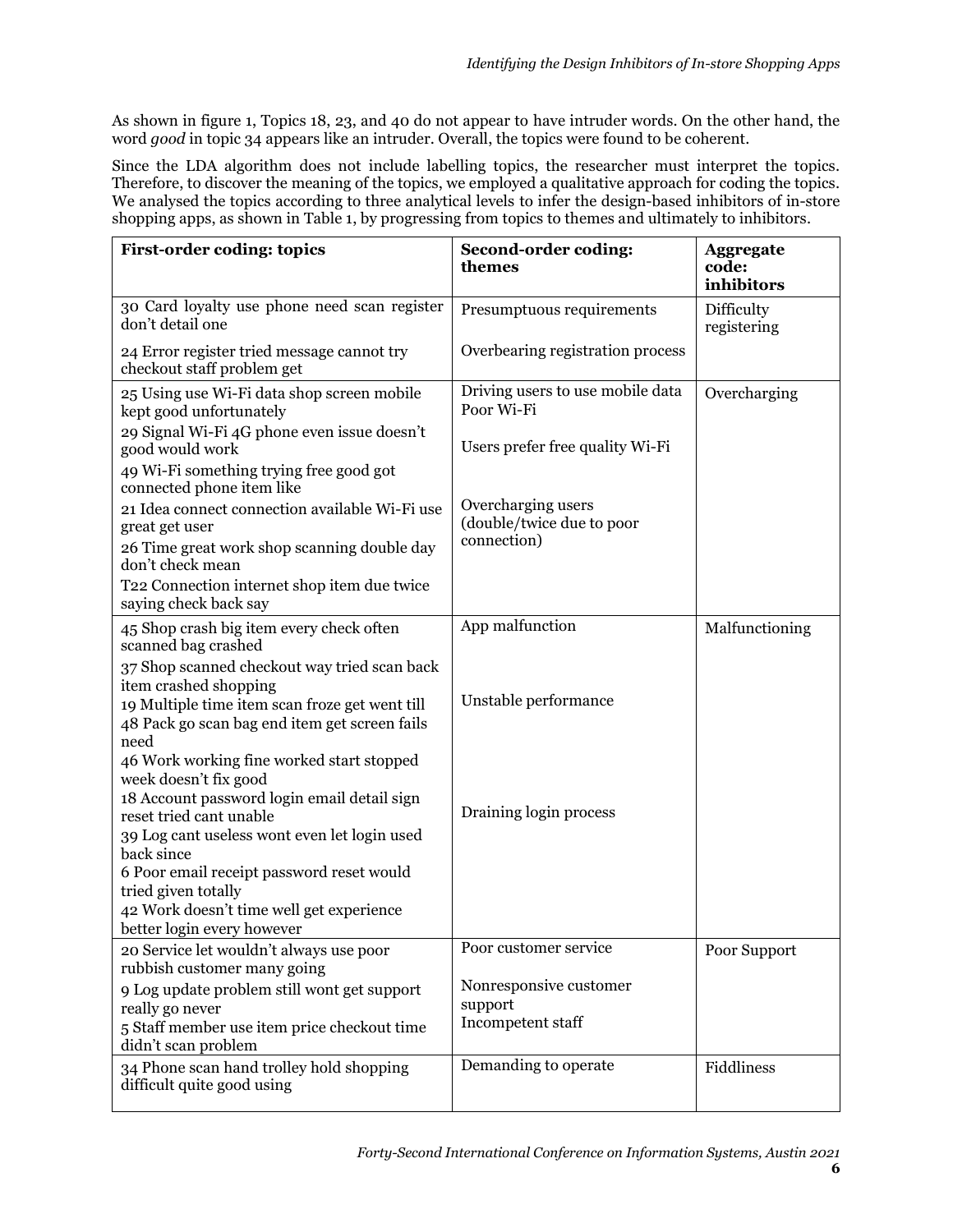As shown in figure 1, Topics 18, 23, and 40 do not appear to have intruder words. On the other hand, the word *good* in topic 34 appears like an intruder. Overall, the topics were found to be coherent.

Since the LDA algorithm does not include labelling topics, the researcher must interpret the topics. Therefore, to discover the meaning of the topics, we employed a qualitative approach for coding the topics. We analysed the topics according to three analytical levels to infer the design-based inhibitors of in-store shopping apps, as shown in Table 1, by progressing from topics to themes and ultimately to inhibitors.

| **First-order coding: topics** | **Second-order coding: themes** | **Aggregate code: inhibitors** |
|---|---|---|
| 30 Card loyalty use phone need scan register don't detail one | Presumptuous requirements | Difficulty registering |
| 24 Error register tried message cannot try checkout staff problem get | Overbearing registration process | |
| 25 Using use Wi-Fi data shop screen mobile kept good unfortunately | Driving users to use mobile data Poor Wi-Fi | Overcharging |
| 29 Signal Wi-Fi 4G phone even issue doesn't good would work | Users prefer free quality Wi-Fi | |
| 49 Wi-Fi something trying free good got connected phone item like | | |
| 21 Idea connect connection available Wi-Fi use great get user | Overcharging users (double/twice due to poor connection) | |
| 26 Time great work shop scanning double day don't check mean | | |
| T22 Connection internet shop item due twice saying check back say | | |
| 45 Shop crash big item every check often scanned bag crashed | App malfunction | Malfunctioning |
| 37 Shop scanned checkout way tried scan back item crashed shopping | | |
| 19 Multiple time item scan froze get went till | Unstable performance | |
| 48 Pack go scan bag end item get screen fails need | | |
| 46 Work working fine worked start stopped week doesn't fix good | | |
| 18 Account password login email detail sign reset tried cant unable | Draining login process | |
| 39 Log cant useless wont even let login used back since | | |
| 6 Poor email receipt password reset would tried given totally | | |
| 42 Work doesn't time well get experience better login every however | | |
| 20 Service let wouldn't always use poor rubbish customer many going | Poor customer service | Poor Support |
| 9 Log update problem still wont get support really go never | Nonresponsive customer support | |
| 5 Staff member use item price checkout time didn't scan problem | Incompetent staff | |
| 34 Phone scan hand trolley hold shopping difficult quite good using | Demanding to operate | Fiddliness |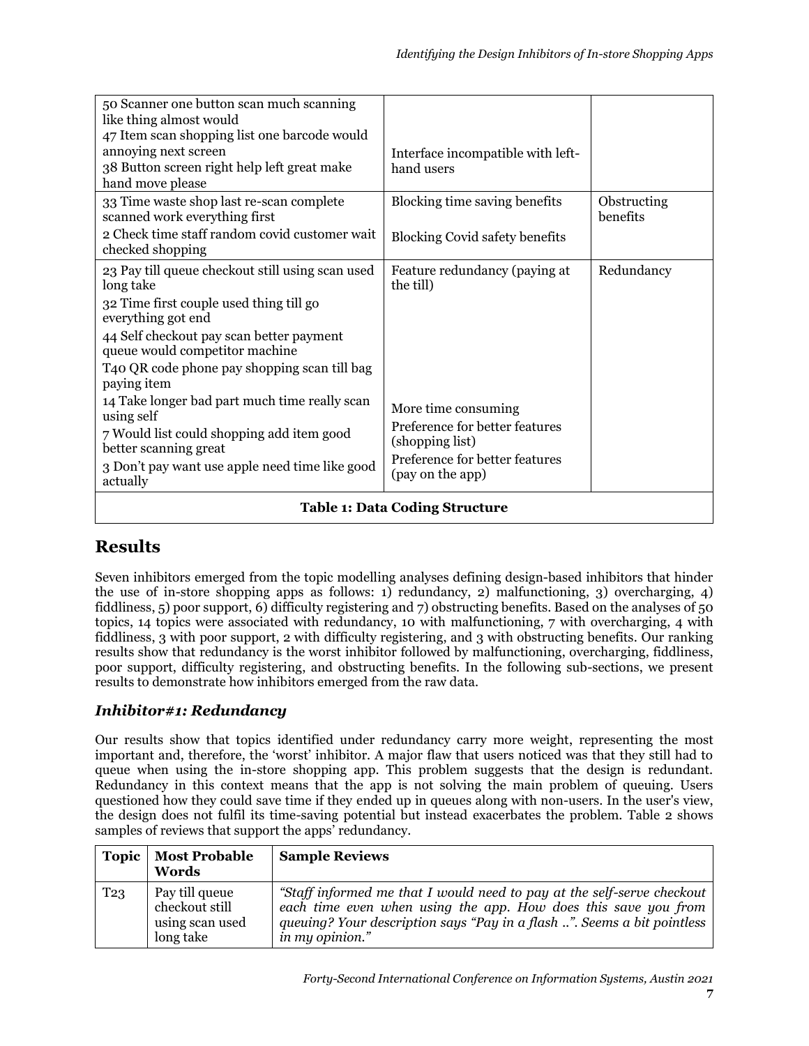| | | |
|---|---|---|
| 50 Scanner one button scan much scanning like thing almost would<br>47 Item scan shopping list one barcode would annoying next screen<br>38 Button screen right help left great make hand move please | Interface incompatible with left-hand users | |
| 33 Time waste shop last re-scan complete scanned work everything first<br>2 Check time staff random covid customer wait checked shopping | Blocking time saving benefits<br>Blocking Covid safety benefits | Obstructing benefits |
| 23 Pay till queue checkout still using scan used long take<br>32 Time first couple used thing till go everything got end<br>44 Self checkout pay scan better payment queue would competitor machine<br>T40 QR code phone pay shopping scan till bag paying item<br>14 Take longer bad part much time really scan using self<br>7 Would list could shopping add item good better scanning great<br>3 Don't pay want use apple need time like good actually | Feature redundancy (paying at the till)<br>More time consuming<br>Preference for better features (shopping list)<br>Preference for better features (pay on the app) | Redundancy |

**Table 1: Data Coding Structure**

## Results

Seven inhibitors emerged from the topic modelling analyses defining design-based inhibitors that hinder the use of in-store shopping apps as follows: 1) redundancy, 2) malfunctioning, 3) overcharging, 4) fiddliness, 5) poor support, 6) difficulty registering and 7) obstructing benefits. Based on the analyses of 50 topics, 14 topics were associated with redundancy, 10 with malfunctioning, 7 with overcharging, 4 with fiddliness, 3 with poor support, 2 with difficulty registering, and 3 with obstructing benefits. Our ranking results show that redundancy is the worst inhibitor followed by malfunctioning, overcharging, fiddliness, poor support, difficulty registering, and obstructing benefits. In the following sub-sections, we present results to demonstrate how inhibitors emerged from the raw data.

### *Inhibitor#1: Redundancy*

Our results show that topics identified under redundancy carry more weight, representing the most important and, therefore, the 'worst' inhibitor. A major flaw that users noticed was that they still had to queue when using the in-store shopping app. This problem suggests that the design is redundant. Redundancy in this context means that the app is not solving the main problem of queuing. Users questioned how they could save time if they ended up in queues along with non-users. In the user's view, the design does not fulfil its time-saving potential but instead exacerbates the problem. Table 2 shows samples of reviews that support the apps' redundancy.

| Topic | Most Probable Words | Sample Reviews |
|---|---|---|
| T23 | Pay till queue checkout still using scan used long take | *"Staff informed me that I would need to pay at the self-serve checkout each time even when using the app. How does this save you from queuing? Your description says "Pay in a flash ..". Seems a bit pointless in my opinion."* |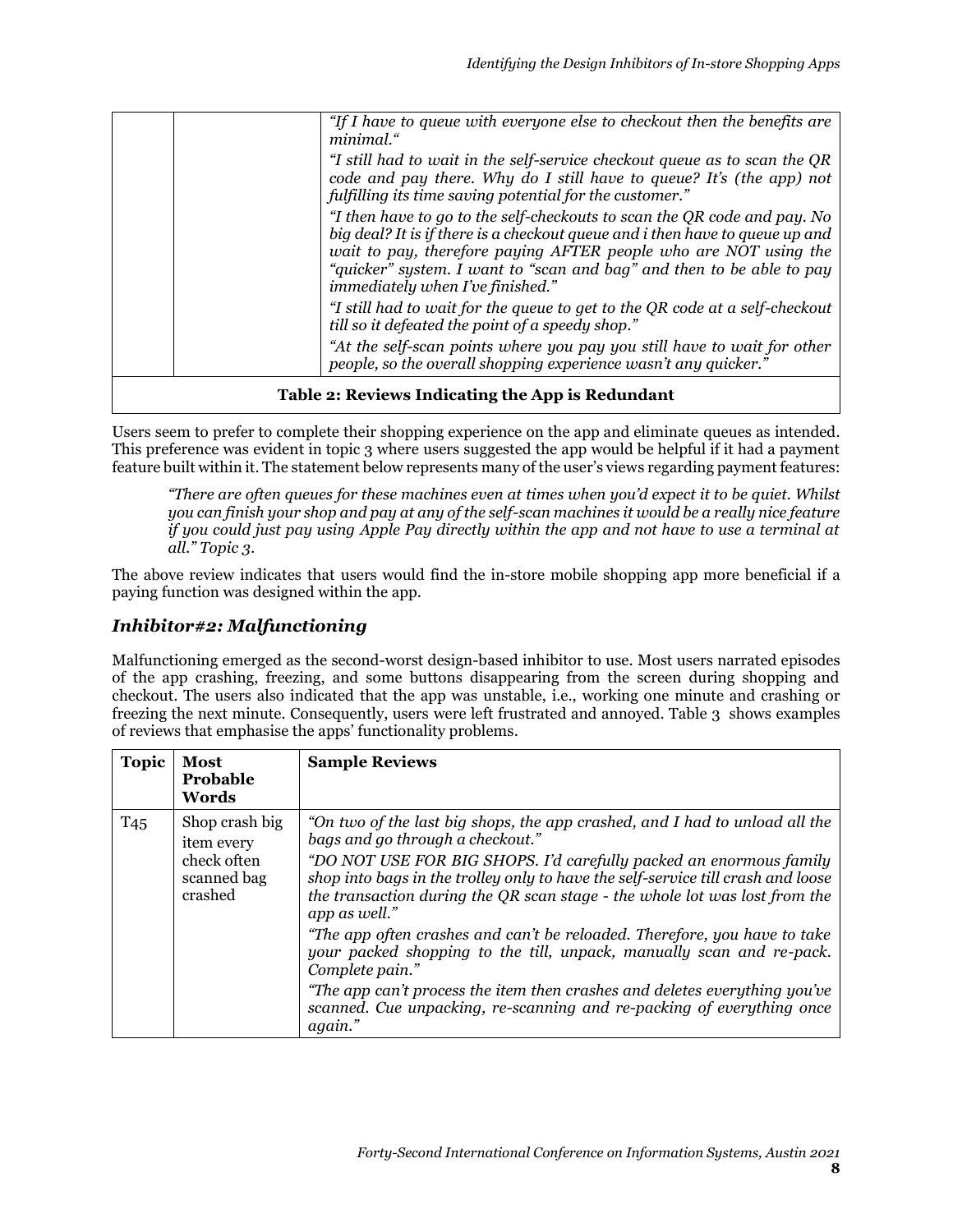| | | |
|---|---|---|
| | | *"If I have to queue with everyone else to checkout then the benefits are minimal."* *"I still had to wait in the self-service checkout queue as to scan the QR code and pay there. Why do I still have to queue? It's (the app) not fulfilling its time saving potential for the customer."* *"I then have to go to the self-checkouts to scan the QR code and pay. No big deal? It is if there is a checkout queue and i then have to queue up and wait to pay, therefore paying AFTER people who are NOT using the "quicker" system. I want to "scan and bag" and then to be able to pay immediately when I've finished."* *"I still had to wait for the queue to get to the QR code at a self-checkout till so it defeated the point of a speedy shop."* *"At the self-scan points where you pay you still have to wait for other people, so the overall shopping experience wasn't any quicker."* |

**Table 2: Reviews Indicating the App is Redundant**

Users seem to prefer to complete their shopping experience on the app and eliminate queues as intended. This preference was evident in topic 3 where users suggested the app would be helpful if it had a payment feature built within it. The statement below represents many of the user's views regarding payment features:

> *"There are often queues for these machines even at times when you'd expect it to be quiet. Whilst you can finish your shop and pay at any of the self-scan machines it would be a really nice feature if you could just pay using Apple Pay directly within the app and not have to use a terminal at all." Topic 3.*

The above review indicates that users would find the in-store mobile shopping app more beneficial if a paying function was designed within the app.

### *Inhibitor#2: Malfunctioning*

Malfunctioning emerged as the second-worst design-based inhibitor to use. Most users narrated episodes of the app crashing, freezing, and some buttons disappearing from the screen during shopping and checkout. The users also indicated that the app was unstable, i.e., working one minute and crashing or freezing the next minute. Consequently, users were left frustrated and annoyed. Table 3 shows examples of reviews that emphasise the apps' functionality problems.

| Topic | Most Probable Words | Sample Reviews |
|---|---|---|
| T45 | Shop crash big item every check often scanned bag crashed | *"On two of the last big shops, the app crashed, and I had to unload all the bags and go through a checkout."* *"DO NOT USE FOR BIG SHOPS. I'd carefully packed an enormous family shop into bags in the trolley only to have the self-service till crash and loose the transaction during the QR scan stage - the whole lot was lost from the app as well."* *"The app often crashes and can't be reloaded. Therefore, you have to take your packed shopping to the till, unpack, manually scan and re-pack. Complete pain."* *"The app can't process the item then crashes and deletes everything you've scanned. Cue unpacking, re-scanning and re-packing of everything once again."* |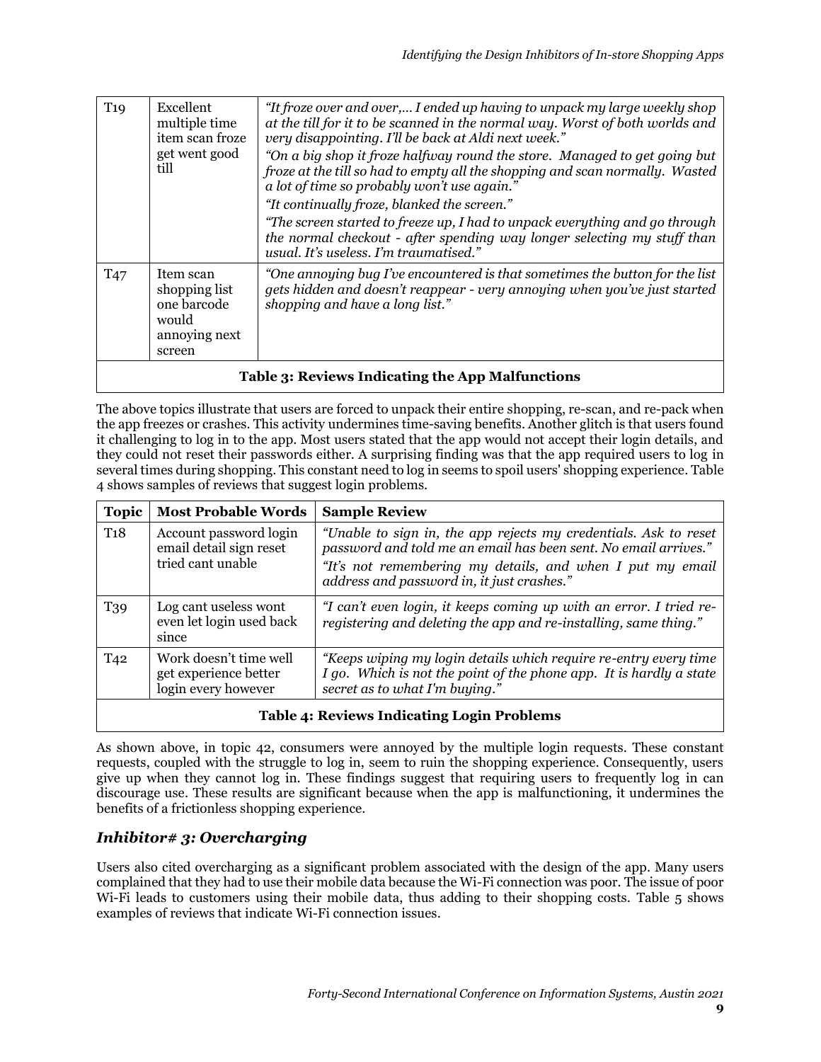| Topic | Most Probable Words | Sample Review |
|---|---|---|
| T19 | Excellent multiple time item scan froze get went good till | *"It froze over and over,… I ended up having to unpack my large weekly shop at the till for it to be scanned in the normal way. Worst of both worlds and very disappointing. I'll be back at Aldi next week."* *"On a big shop it froze halfway round the store. Managed to get going but froze at the till so had to empty all the shopping and scan normally. Wasted a lot of time so probably won't use again."* *"It continually froze, blanked the screen."* *"The screen started to freeze up, I had to unpack everything and go through the normal checkout - after spending way longer selecting my stuff than usual. It's useless. I'm traumatised."* |
| T47 | Item scan shopping list one barcode would annoying next screen | *"One annoying bug I've encountered is that sometimes the button for the list gets hidden and doesn't reappear - very annoying when you've just started shopping and have a long list."* |

**Table 3: Reviews Indicating the App Malfunctions**

The above topics illustrate that users are forced to unpack their entire shopping, re-scan, and re-pack when the app freezes or crashes. This activity undermines time-saving benefits. Another glitch is that users found it challenging to log in to the app. Most users stated that the app would not accept their login details, and they could not reset their passwords either. A surprising finding was that the app required users to log in several times during shopping. This constant need to log in seems to spoil users' shopping experience. Table 4 shows samples of reviews that suggest login problems.

| Topic | Most Probable Words | Sample Review |
|---|---|---|
| T18 | Account password login email detail sign reset tried cant unable | *"Unable to sign in, the app rejects my credentials. Ask to reset password and told me an email has been sent. No email arrives."* *"It's not remembering my details, and when I put my email address and password in, it just crashes."* |
| T39 | Log cant useless wont even let login used back since | *"I can't even login, it keeps coming up with an error. I tried re-registering and deleting the app and re-installing, same thing."* |
| T42 | Work doesn't time well get experience better login every however | *"Keeps wiping my login details which require re-entry every time I go. Which is not the point of the phone app. It is hardly a state secret as to what I'm buying."* |

**Table 4: Reviews Indicating Login Problems**

As shown above, in topic 42, consumers were annoyed by the multiple login requests. These constant requests, coupled with the struggle to log in, seem to ruin the shopping experience. Consequently, users give up when they cannot log in. These findings suggest that requiring users to frequently log in can discourage use. These results are significant because when the app is malfunctioning, it undermines the benefits of a frictionless shopping experience.

### *Inhibitor# 3: Overcharging*

Users also cited overcharging as a significant problem associated with the design of the app. Many users complained that they had to use their mobile data because the Wi-Fi connection was poor. The issue of poor Wi-Fi leads to customers using their mobile data, thus adding to their shopping costs. Table 5 shows examples of reviews that indicate Wi-Fi connection issues.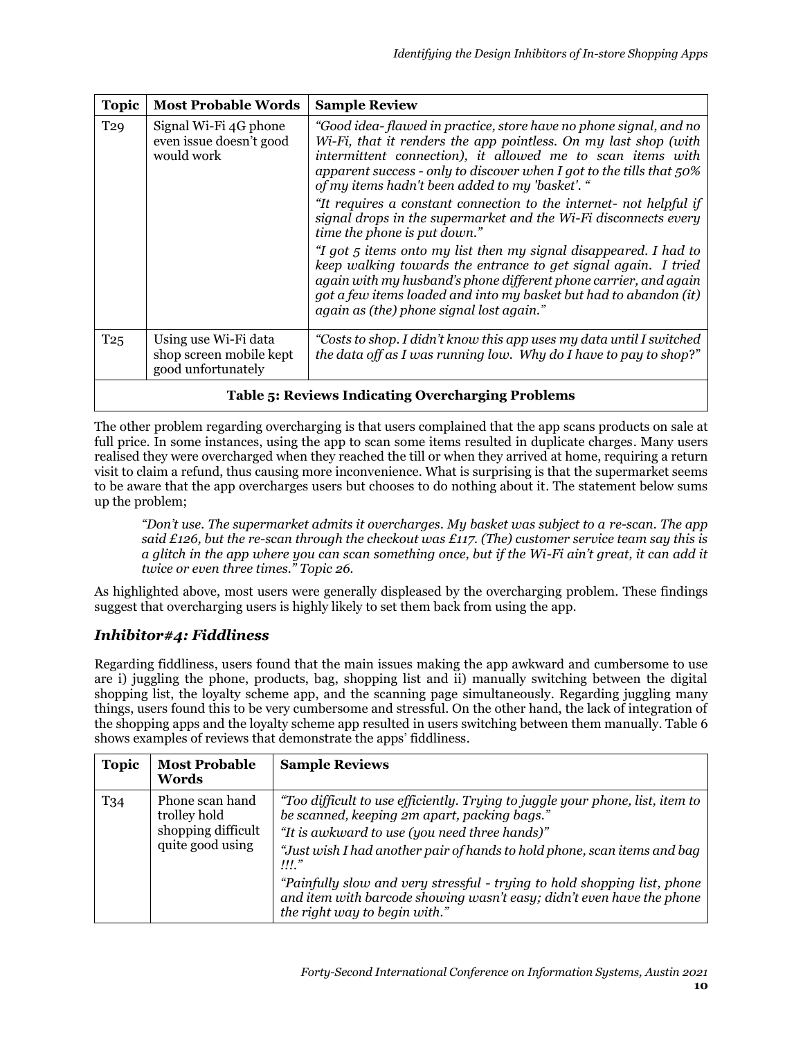| Topic | Most Probable Words | Sample Review |
|---|---|---|
| T29 | Signal Wi-Fi 4G phone even issue doesn't good would work | *"Good idea- flawed in practice, store have no phone signal, and no Wi-Fi, that it renders the app pointless. On my last shop (with intermittent connection), it allowed me to scan items with apparent success - only to discover when I got to the tills that 50% of my items hadn't been added to my 'basket'. "* *"It requires a constant connection to the internet- not helpful if signal drops in the supermarket and the Wi-Fi disconnects every time the phone is put down."* *"I got 5 items onto my list then my signal disappeared. I had to keep walking towards the entrance to get signal again. I tried again with my husband's phone different phone carrier, and again got a few items loaded and into my basket but had to abandon (it) again as (the) phone signal lost again."* |
| T25 | Using use Wi-Fi data shop screen mobile kept good unfortunately | *"Costs to shop. I didn't know this app uses my data until I switched the data off as I was running low. Why do I have to pay to shop?"* |

**Table 5: Reviews Indicating Overcharging Problems**

The other problem regarding overcharging is that users complained that the app scans products on sale at full price. In some instances, using the app to scan some items resulted in duplicate charges. Many users realised they were overcharged when they reached the till or when they arrived at home, requiring a return visit to claim a refund, thus causing more inconvenience. What is surprising is that the supermarket seems to be aware that the app overcharges users but chooses to do nothing about it. The statement below sums up the problem;

> *"Don't use. The supermarket admits it overcharges. My basket was subject to a re-scan. The app said £126, but the re-scan through the checkout was £117. (The) customer service team say this is a glitch in the app where you can scan something once, but if the Wi-Fi ain't great, it can add it twice or even three times." Topic 26.*

As highlighted above, most users were generally displeased by the overcharging problem. These findings suggest that overcharging users is highly likely to set them back from using the app.

### *Inhibitor#4: Fiddliness*

Regarding fiddliness, users found that the main issues making the app awkward and cumbersome to use are i) juggling the phone, products, bag, shopping list and ii) manually switching between the digital shopping list, the loyalty scheme app, and the scanning page simultaneously. Regarding juggling many things, users found this to be very cumbersome and stressful. On the other hand, the lack of integration of the shopping apps and the loyalty scheme app resulted in users switching between them manually. Table 6 shows examples of reviews that demonstrate the apps' fiddliness.

| Topic | Most Probable Words | Sample Reviews |
|---|---|---|
| T34 | Phone scan hand trolley hold shopping difficult quite good using | *"Too difficult to use efficiently. Trying to juggle your phone, list, item to be scanned, keeping 2m apart, packing bags."* *"It is awkward to use (you need three hands)"* *"Just wish I had another pair of hands to hold phone, scan items and bag !!!."* *"Painfully slow and very stressful - trying to hold shopping list, phone and item with barcode showing wasn't easy; didn't even have the phone the right way to begin with."* |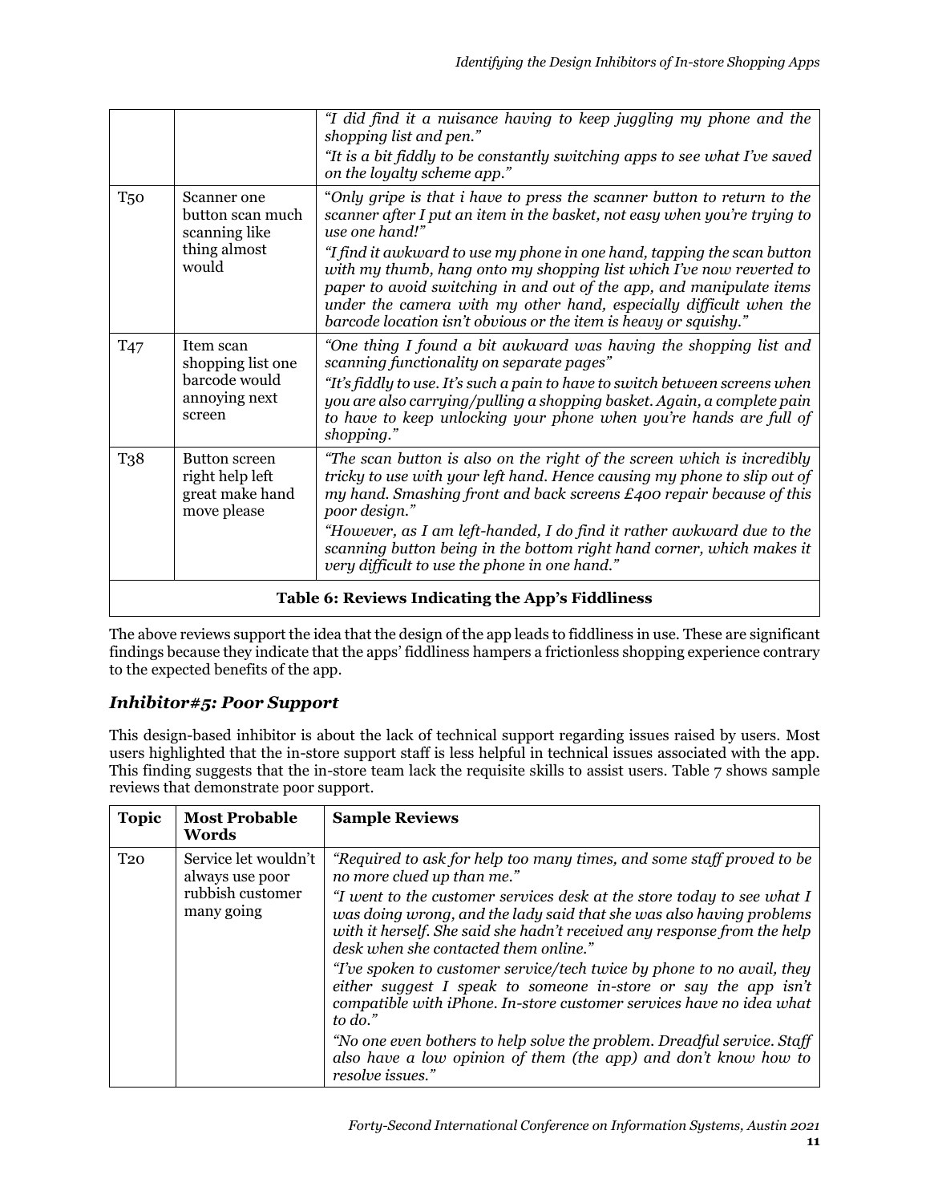| Topic | Most Probable Words | Sample Reviews |
|---|---|---|
| | | *"I did find it a nuisance having to keep juggling my phone and the shopping list and pen."* *"It is a bit fiddly to be constantly switching apps to see what I've saved on the loyalty scheme app."* |
| T50 | Scanner one button scan much scanning like thing almost would | *"Only gripe is that i have to press the scanner button to return to the scanner after I put an item in the basket, not easy when you're trying to use one hand!"* *"I find it awkward to use my phone in one hand, tapping the scan button with my thumb, hang onto my shopping list which I've now reverted to paper to avoid switching in and out of the app, and manipulate items under the camera with my other hand, especially difficult when the barcode location isn't obvious or the item is heavy or squishy."* |
| T47 | Item scan shopping list one barcode would annoying next screen | *"One thing I found a bit awkward was having the shopping list and scanning functionality on separate pages"* *"It's fiddly to use. It's such a pain to have to switch between screens when you are also carrying/pulling a shopping basket. Again, a complete pain to have to keep unlocking your phone when you're hands are full of shopping."* |
| T38 | Button screen right help left great make hand move please | *"The scan button is also on the right of the screen which is incredibly tricky to use with your left hand. Hence causing my phone to slip out of my hand. Smashing front and back screens £400 repair because of this poor design."* *"However, as I am left-handed, I do find it rather awkward due to the scanning button being in the bottom right hand corner, which makes it very difficult to use the phone in one hand."* |

**Table 6: Reviews Indicating the App's Fiddliness**

The above reviews support the idea that the design of the app leads to fiddliness in use. These are significant findings because they indicate that the apps' fiddliness hampers a frictionless shopping experience contrary to the expected benefits of the app.

### *Inhibitor#5: Poor Support*

This design-based inhibitor is about the lack of technical support regarding issues raised by users. Most users highlighted that the in-store support staff is less helpful in technical issues associated with the app. This finding suggests that the in-store team lack the requisite skills to assist users. Table 7 shows sample reviews that demonstrate poor support.

| Topic | Most Probable Words | Sample Reviews |
|---|---|---|
| T20 | Service let wouldn't always use poor rubbish customer many going | *"Required to ask for help too many times, and some staff proved to be no more clued up than me."* *"I went to the customer services desk at the store today to see what I was doing wrong, and the lady said that she was also having problems with it herself. She said she hadn't received any response from the help desk when she contacted them online."* *"I've spoken to customer service/tech twice by phone to no avail, they either suggest I speak to someone in-store or say the app isn't compatible with iPhone. In-store customer services have no idea what to do."* *"No one even bothers to help solve the problem. Dreadful service. Staff also have a low opinion of them (the app) and don't know how to resolve issues."* |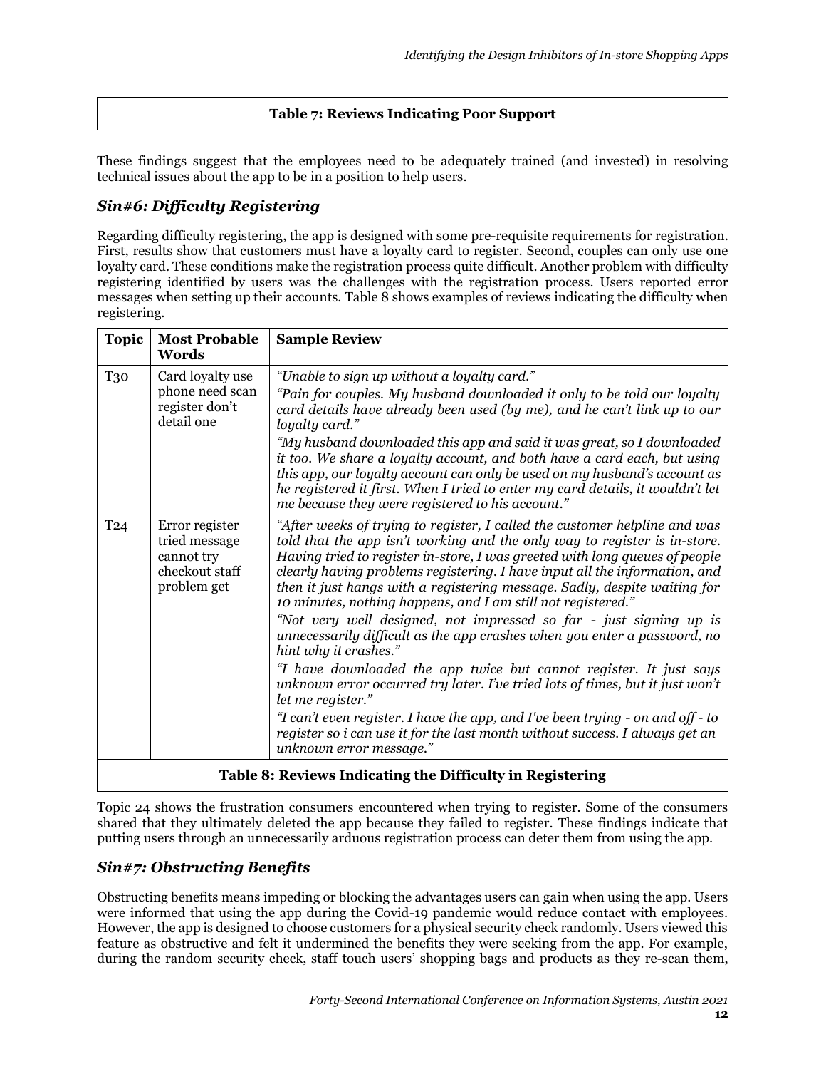**Table 7: Reviews Indicating Poor Support**

These findings suggest that the employees need to be adequately trained (and invested) in resolving technical issues about the app to be in a position to help users.

### *Sin#6: Difficulty Registering*

Regarding difficulty registering, the app is designed with some pre-requisite requirements for registration. First, results show that customers must have a loyalty card to register. Second, couples can only use one loyalty card. These conditions make the registration process quite difficult. Another problem with difficulty registering identified by users was the challenges with the registration process. Users reported error messages when setting up their accounts. Table 8 shows examples of reviews indicating the difficulty when registering.

| Topic | Most Probable Words | Sample Review |
|---|---|---|
| T30 | Card loyalty use phone need scan register don't detail one | *"Unable to sign up without a loyalty card."* <br> *"Pain for couples. My husband downloaded it only to be told our loyalty card details have already been used (by me), and he can't link up to our loyalty card."* <br> *"My husband downloaded this app and said it was great, so I downloaded it too. We share a loyalty account, and both have a card each, but using this app, our loyalty account can only be used on my husband's account as he registered it first. When I tried to enter my card details, it wouldn't let me because they were registered to his account."* |
| T24 | Error register tried message cannot try checkout staff problem get | *"After weeks of trying to register, I called the customer helpline and was told that the app isn't working and the only way to register is in-store. Having tried to register in-store, I was greeted with long queues of people clearly having problems registering. I have input all the information, and then it just hangs with a registering message. Sadly, despite waiting for 10 minutes, nothing happens, and I am still not registered."* <br> *"Not very well designed, not impressed so far - just signing up is unnecessarily difficult as the app crashes when you enter a password, no hint why it crashes."* <br> *"I have downloaded the app twice but cannot register. It just says unknown error occurred try later. I've tried lots of times, but it just won't let me register."* <br> *"I can't even register. I have the app, and I've been trying - on and off - to register so i can use it for the last month without success. I always get an unknown error message."* |

**Table 8: Reviews Indicating the Difficulty in Registering**

Topic 24 shows the frustration consumers encountered when trying to register. Some of the consumers shared that they ultimately deleted the app because they failed to register. These findings indicate that putting users through an unnecessarily arduous registration process can deter them from using the app.

### *Sin#7: Obstructing Benefits*

Obstructing benefits means impeding or blocking the advantages users can gain when using the app. Users were informed that using the app during the Covid-19 pandemic would reduce contact with employees. However, the app is designed to choose customers for a physical security check randomly. Users viewed this feature as obstructive and felt it undermined the benefits they were seeking from the app. For example, during the random security check, staff touch users' shopping bags and products as they re-scan them,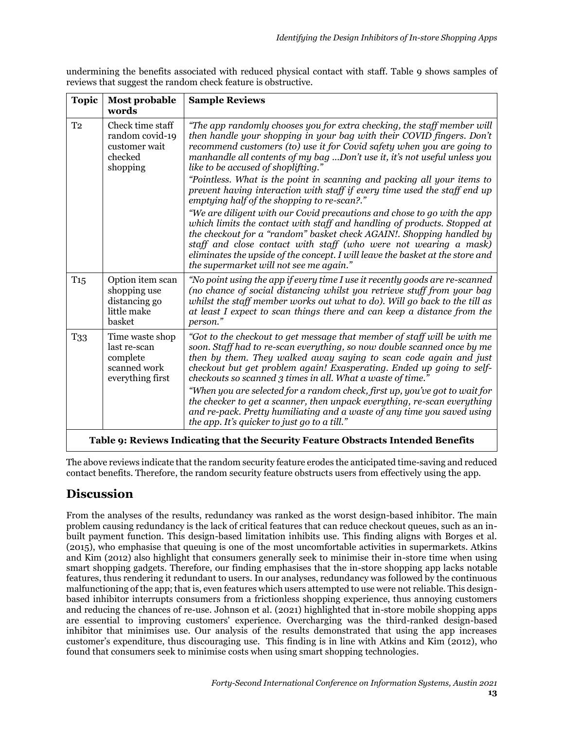undermining the benefits associated with reduced physical contact with staff. Table 9 shows samples of reviews that suggest the random check feature is obstructive.

| Topic | Most probable words | Sample Reviews |
|---|---|---|
| T2 | Check time staff random covid-19 customer wait checked shopping | *"The app randomly chooses you for extra checking, the staff member will then handle your shopping in your bag with their COVID fingers. Don't recommend customers (to) use it for Covid safety when you are going to manhandle all contents of my bag ...Don't use it, it's not useful unless you like to be accused of shoplifting."* *"Pointless. What is the point in scanning and packing all your items to prevent having interaction with staff if every time used the staff end up emptying half of the shopping to re-scan?."* *"We are diligent with our Covid precautions and chose to go with the app which limits the contact with staff and handling of products. Stopped at the checkout for a "random" basket check AGAIN!. Shopping handled by staff and close contact with staff (who were not wearing a mask) eliminates the upside of the concept. I will leave the basket at the store and the supermarket will not see me again."* |
| T15 | Option item scan shopping use distancing go little make basket | *"No point using the app if every time I use it recently goods are re-scanned (no chance of social distancing whilst you retrieve stuff from your bag whilst the staff member works out what to do). Will go back to the till as at least I expect to scan things there and can keep a distance from the person."* |
| T33 | Time waste shop last re-scan complete scanned work everything first | *"Got to the checkout to get message that member of staff will be with me soon. Staff had to re-scan everything, so now double scanned once by me then by them. They walked away saying to scan code again and just checkout but get problem again! Exasperating. Ended up going to self-checkouts so scanned 3 times in all. What a waste of time."* *"When you are selected for a random check, first up, you've got to wait for the checker to get a scanner, then unpack everything, re-scan everything and re-pack. Pretty humiliating and a waste of any time you saved using the app. It's quicker to just go to a till."* |

**Table 9: Reviews Indicating that the Security Feature Obstracts Intended Benefits**

The above reviews indicate that the random security feature erodes the anticipated time-saving and reduced contact benefits. Therefore, the random security feature obstructs users from effectively using the app.

## Discussion

From the analyses of the results, redundancy was ranked as the worst design-based inhibitor. The main problem causing redundancy is the lack of critical features that can reduce checkout queues, such as an in-built payment function. This design-based limitation inhibits use. This finding aligns with Borges et al. (2015), who emphasise that queuing is one of the most uncomfortable activities in supermarkets. Atkins and Kim (2012) also highlight that consumers generally seek to minimise their in-store time when using smart shopping gadgets. Therefore, our finding emphasises that the in-store shopping app lacks notable features, thus rendering it redundant to users. In our analyses, redundancy was followed by the continuous malfunctioning of the app; that is, even features which users attempted to use were not reliable. This design-based inhibitor interrupts consumers from a frictionless shopping experience, thus annoying customers and reducing the chances of re-use. Johnson et al. (2021) highlighted that in-store mobile shopping apps are essential to improving customers' experience. Overcharging was the third-ranked design-based inhibitor that minimises use. Our analysis of the results demonstrated that using the app increases customer's expenditure, thus discouraging use. This finding is in line with Atkins and Kim (2012), who found that consumers seek to minimise costs when using smart shopping technologies.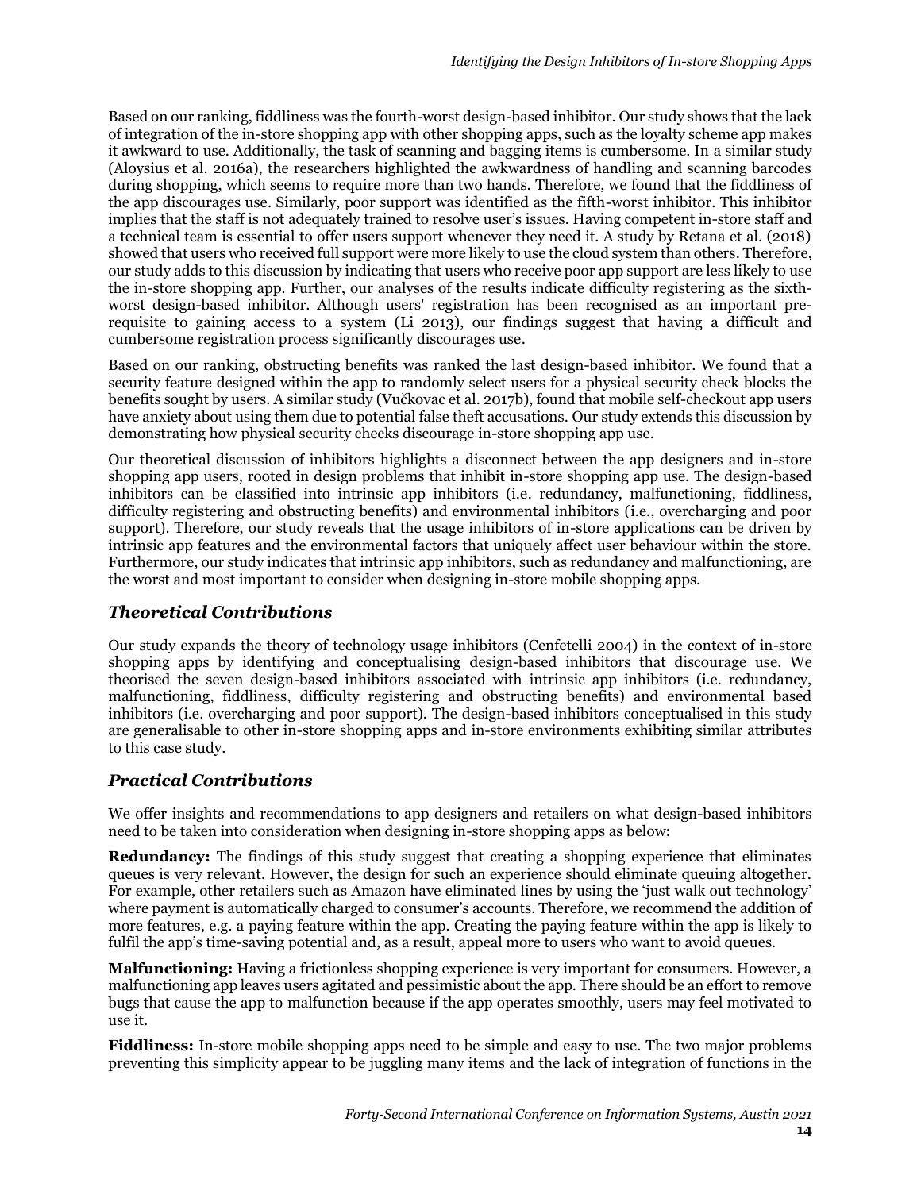Based on our ranking, fiddliness was the fourth-worst design-based inhibitor. Our study shows that the lack of integration of the in-store shopping app with other shopping apps, such as the loyalty scheme app makes it awkward to use. Additionally, the task of scanning and bagging items is cumbersome. In a similar study (Aloysius et al. 2016a), the researchers highlighted the awkwardness of handling and scanning barcodes during shopping, which seems to require more than two hands. Therefore, we found that the fiddliness of the app discourages use. Similarly, poor support was identified as the fifth-worst inhibitor. This inhibitor implies that the staff is not adequately trained to resolve user's issues. Having competent in-store staff and a technical team is essential to offer users support whenever they need it. A study by Retana et al. (2018) showed that users who received full support were more likely to use the cloud system than others. Therefore, our study adds to this discussion by indicating that users who receive poor app support are less likely to use the in-store shopping app. Further, our analyses of the results indicate difficulty registering as the sixth-worst design-based inhibitor. Although users' registration has been recognised as an important pre-requisite to gaining access to a system (Li 2013), our findings suggest that having a difficult and cumbersome registration process significantly discourages use.

Based on our ranking, obstructing benefits was ranked the last design-based inhibitor. We found that a security feature designed within the app to randomly select users for a physical security check blocks the benefits sought by users. A similar study (Vučkovac et al. 2017b), found that mobile self-checkout app users have anxiety about using them due to potential false theft accusations. Our study extends this discussion by demonstrating how physical security checks discourage in-store shopping app use.

Our theoretical discussion of inhibitors highlights a disconnect between the app designers and in-store shopping app users, rooted in design problems that inhibit in-store shopping app use. The design-based inhibitors can be classified into intrinsic app inhibitors (i.e. redundancy, malfunctioning, fiddliness, difficulty registering and obstructing benefits) and environmental inhibitors (i.e., overcharging and poor support). Therefore, our study reveals that the usage inhibitors of in-store applications can be driven by intrinsic app features and the environmental factors that uniquely affect user behaviour within the store. Furthermore, our study indicates that intrinsic app inhibitors, such as redundancy and malfunctioning, are the worst and most important to consider when designing in-store mobile shopping apps.

## *Theoretical Contributions*

Our study expands the theory of technology usage inhibitors (Cenfetelli 2004) in the context of in-store shopping apps by identifying and conceptualising design-based inhibitors that discourage use. We theorised the seven design-based inhibitors associated with intrinsic app inhibitors (i.e. redundancy, malfunctioning, fiddliness, difficulty registering and obstructing benefits) and environmental based inhibitors (i.e. overcharging and poor support). The design-based inhibitors conceptualised in this study are generalisable to other in-store shopping apps and in-store environments exhibiting similar attributes to this case study.

## *Practical Contributions*

We offer insights and recommendations to app designers and retailers on what design-based inhibitors need to be taken into consideration when designing in-store shopping apps as below:

**Redundancy:** The findings of this study suggest that creating a shopping experience that eliminates queues is very relevant. However, the design for such an experience should eliminate queuing altogether. For example, other retailers such as Amazon have eliminated lines by using the 'just walk out technology' where payment is automatically charged to consumer's accounts. Therefore, we recommend the addition of more features, e.g. a paying feature within the app. Creating the paying feature within the app is likely to fulfil the app's time-saving potential and, as a result, appeal more to users who want to avoid queues.

**Malfunctioning:** Having a frictionless shopping experience is very important for consumers. However, a malfunctioning app leaves users agitated and pessimistic about the app. There should be an effort to remove bugs that cause the app to malfunction because if the app operates smoothly, users may feel motivated to use it.

**Fiddliness:** In-store mobile shopping apps need to be simple and easy to use. The two major problems preventing this simplicity appear to be juggling many items and the lack of integration of functions in the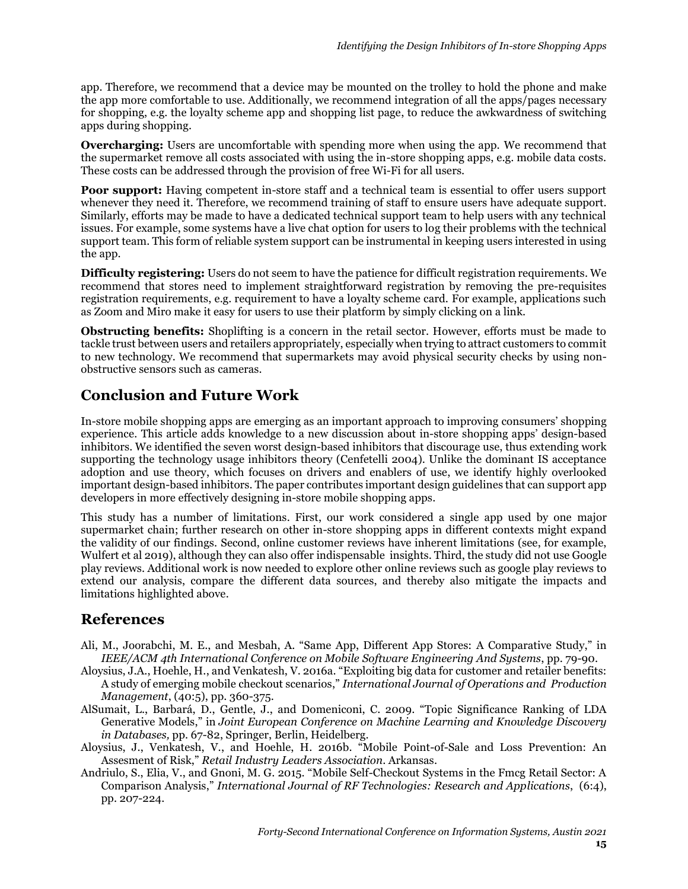app. Therefore, we recommend that a device may be mounted on the trolley to hold the phone and make the app more comfortable to use. Additionally, we recommend integration of all the apps/pages necessary for shopping, e.g. the loyalty scheme app and shopping list page, to reduce the awkwardness of switching apps during shopping.

**Overcharging:** Users are uncomfortable with spending more when using the app. We recommend that the supermarket remove all costs associated with using the in-store shopping apps, e.g. mobile data costs. These costs can be addressed through the provision of free Wi-Fi for all users.

**Poor support:** Having competent in-store staff and a technical team is essential to offer users support whenever they need it. Therefore, we recommend training of staff to ensure users have adequate support. Similarly, efforts may be made to have a dedicated technical support team to help users with any technical issues. For example, some systems have a live chat option for users to log their problems with the technical support team. This form of reliable system support can be instrumental in keeping users interested in using the app.

**Difficulty registering:** Users do not seem to have the patience for difficult registration requirements. We recommend that stores need to implement straightforward registration by removing the pre-requisites registration requirements, e.g. requirement to have a loyalty scheme card. For example, applications such as Zoom and Miro make it easy for users to use their platform by simply clicking on a link.

**Obstructing benefits:** Shoplifting is a concern in the retail sector. However, efforts must be made to tackle trust between users and retailers appropriately, especially when trying to attract customers to commit to new technology. We recommend that supermarkets may avoid physical security checks by using non-obstructive sensors such as cameras.

## Conclusion and Future Work

In-store mobile shopping apps are emerging as an important approach to improving consumers' shopping experience. This article adds knowledge to a new discussion about in-store shopping apps' design-based inhibitors. We identified the seven worst design-based inhibitors that discourage use, thus extending work supporting the technology usage inhibitors theory (Cenfetelli 2004). Unlike the dominant IS acceptance adoption and use theory, which focuses on drivers and enablers of use, we identify highly overlooked important design-based inhibitors. The paper contributes important design guidelines that can support app developers in more effectively designing in-store mobile shopping apps.

This study has a number of limitations. First, our work considered a single app used by one major supermarket chain; further research on other in-store shopping apps in different contexts might expand the validity of our findings. Second, online customer reviews have inherent limitations (see, for example, Wulfert et al 2019), although they can also offer indispensable insights. Third, the study did not use Google play reviews. Additional work is now needed to explore other online reviews such as google play reviews to extend our analysis, compare the different data sources, and thereby also mitigate the impacts and limitations highlighted above.

## References

Ali, M., Joorabchi, M. E., and Mesbah, A. "Same App, Different App Stores: A Comparative Study," in *IEEE/ACM 4th International Conference on Mobile Software Engineering And Systems*, pp. 79-90.

Aloysius, J.A., Hoehle, H., and Venkatesh, V. 2016a. "Exploiting big data for customer and retailer benefits: A study of emerging mobile checkout scenarios," *International Journal of Operations and Production Management*, (40:5), pp. 360-375.

AlSumait, L., Barbará, D., Gentle, J., and Domeniconi, C. 2009. "Topic Significance Ranking of LDA Generative Models," in *Joint European Conference on Machine Learning and Knowledge Discovery in Databases,* pp. 67-82, Springer, Berlin, Heidelberg.

Aloysius, J., Venkatesh, V., and Hoehle, H. 2016b. "Mobile Point-of-Sale and Loss Prevention: An Assesment of Risk," *Retail Industry Leaders Association*. Arkansas.

Andriulo, S., Elia, V., and Gnoni, M. G. 2015. "Mobile Self-Checkout Systems in the Fmcg Retail Sector: A Comparison Analysis," *International Journal of RF Technologies: Research and Applications*, (6:4), pp. 207-224.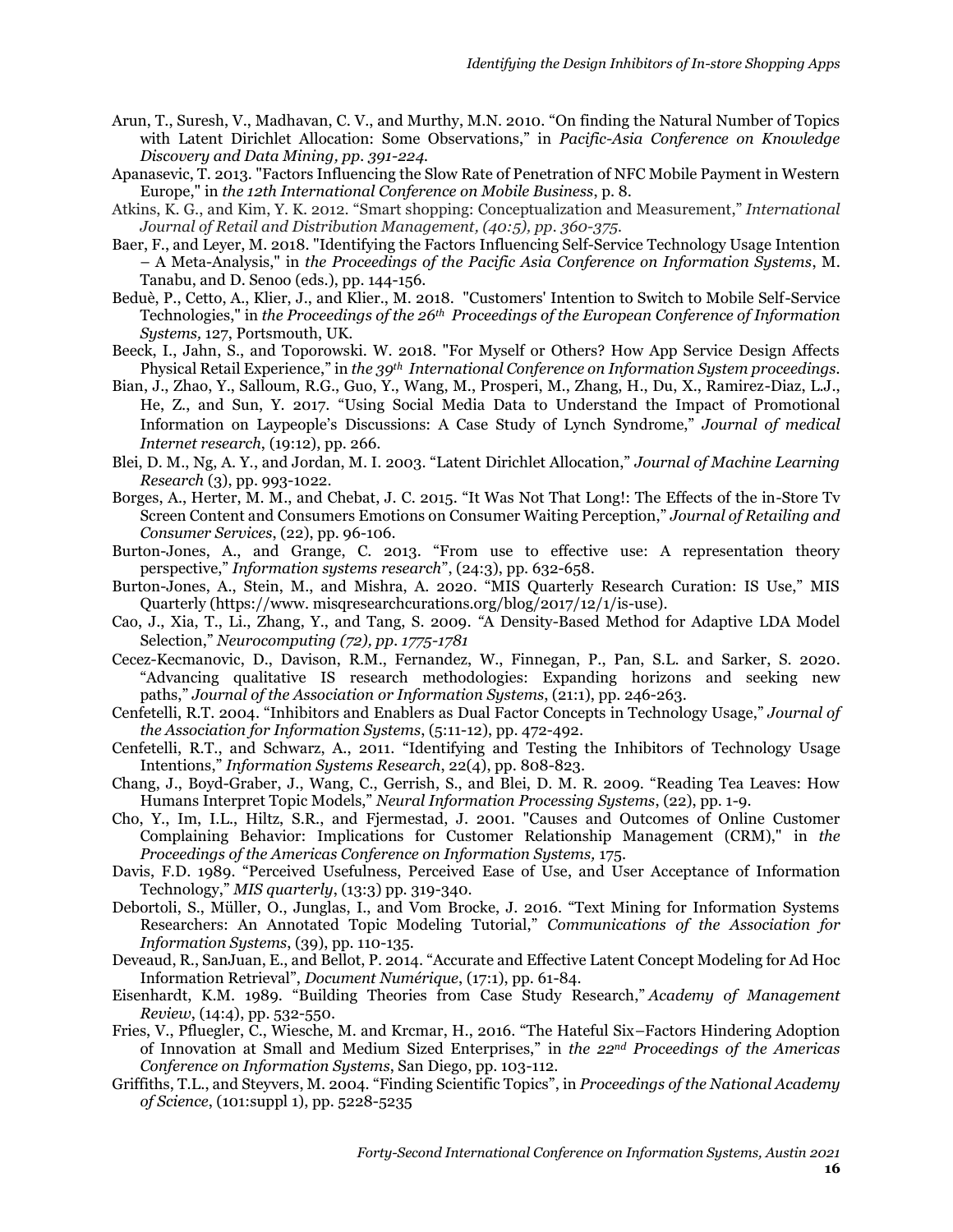Arun, T., Suresh, V., Madhavan, C. V., and Murthy, M.N. 2010. "On finding the Natural Number of Topics with Latent Dirichlet Allocation: Some Observations," in *Pacific-Asia Conference on Knowledge Discovery and Data Mining, pp. 391-224.*

Apanasevic, T. 2013. "Factors Influencing the Slow Rate of Penetration of NFC Mobile Payment in Western Europe," in *the 12th International Conference on Mobile Business*, p. 8.

Atkins, K. G., and Kim, Y. K. 2012. "Smart shopping: Conceptualization and Measurement," *International Journal of Retail and Distribution Management, (40:5), pp. 360-375.*

Baer, F., and Leyer, M. 2018. "Identifying the Factors Influencing Self-Service Technology Usage Intention – A Meta-Analysis," in *the Proceedings of the Pacific Asia Conference on Information Systems*, M. Tanabu, and D. Senoo (eds.), pp. 144-156.

Beduè, P., Cetto, A., Klier, J., and Klier., M. 2018. "Customers' Intention to Switch to Mobile Self-Service Technologies," in *the Proceedings of the 26th Proceedings of the European Conference of Information Systems,* 127, Portsmouth, UK.

Beeck, I., Jahn, S., and Toporowski. W. 2018. "For Myself or Others? How App Service Design Affects Physical Retail Experience," in *the 39th International Conference on Information System proceedings*.

Bian, J., Zhao, Y., Salloum, R.G., Guo, Y., Wang, M., Prosperi, M., Zhang, H., Du, X., Ramirez-Diaz, L.J., He, Z., and Sun, Y. 2017. "Using Social Media Data to Understand the Impact of Promotional Information on Laypeople's Discussions: A Case Study of Lynch Syndrome," *Journal of medical Internet research*, (19:12), pp. 266.

Blei, D. M., Ng, A. Y., and Jordan, M. I. 2003. "Latent Dirichlet Allocation," *Journal of Machine Learning Research* (3), pp. 993-1022.

Borges, A., Herter, M. M., and Chebat, J. C. 2015. "It Was Not That Long!: The Effects of the in-Store Tv Screen Content and Consumers Emotions on Consumer Waiting Perception," *Journal of Retailing and Consumer Services*, (22), pp. 96-106.

Burton-Jones, A., and Grange, C. 2013. "From use to effective use: A representation theory perspective," *Information systems research*", (24:3), pp. 632-658.

Burton-Jones, A., Stein, M., and Mishra, A. 2020. "MIS Quarterly Research Curation: IS Use," MIS Quarterly (https://www. misqresearchcurations.org/blog/2017/12/1/is-use).

Cao, J., Xia, T., Li., Zhang, Y., and Tang, S. 2009. "A Density-Based Method for Adaptive LDA Model Selection," *Neurocomputing (72), pp. 1775-1781*

Cecez-Kecmanovic, D., Davison, R.M., Fernandez, W., Finnegan, P., Pan, S.L. and Sarker, S. 2020. "Advancing qualitative IS research methodologies: Expanding horizons and seeking new paths," *Journal of the Association or Information Systems*, (21:1), pp. 246-263.

Cenfetelli, R.T. 2004. "Inhibitors and Enablers as Dual Factor Concepts in Technology Usage," *Journal of the Association for Information Systems*, (5:11-12), pp. 472-492.

Cenfetelli, R.T., and Schwarz, A., 2011. "Identifying and Testing the Inhibitors of Technology Usage Intentions," *Information Systems Research*, 22(4), pp. 808-823.

Chang, J., Boyd-Graber, J., Wang, C., Gerrish, S., and Blei, D. M. R. 2009. "Reading Tea Leaves: How Humans Interpret Topic Models," *Neural Information Processing Systems*, (22), pp. 1-9.

Cho, Y., Im, I.L., Hiltz, S.R., and Fjermestad, J. 2001. "Causes and Outcomes of Online Customer Complaining Behavior: Implications for Customer Relationship Management (CRM)," in *the Proceedings of the Americas Conference on Information Systems,* 175.

Davis, F.D. 1989. "Perceived Usefulness, Perceived Ease of Use, and User Acceptance of Information Technology," *MIS quarterly*, (13:3) pp. 319-340.

Debortoli, S., Müller, O., Junglas, I., and Vom Brocke, J. 2016. "Text Mining for Information Systems Researchers: An Annotated Topic Modeling Tutorial," *Communications of the Association for Information Systems*, (39), pp. 110-135.

Deveaud, R., SanJuan, E., and Bellot, P. 2014. "Accurate and Effective Latent Concept Modeling for Ad Hoc Information Retrieval", *Document Numérique*, (17:1), pp. 61-84.

Eisenhardt, K.M. 1989. "Building Theories from Case Study Research," *Academy of Management Review*, (14:4), pp. 532-550.

Fries, V., Pfluegler, C., Wiesche, M. and Krcmar, H., 2016. "The Hateful Six–Factors Hindering Adoption of Innovation at Small and Medium Sized Enterprises," in *the 22nd Proceedings of the Americas Conference on Information Systems*, San Diego, pp. 103-112.

Griffiths, T.L., and Steyvers, M. 2004. "Finding Scientific Topics", in *Proceedings of the National Academy of Science*, (101:suppl 1), pp. 5228-5235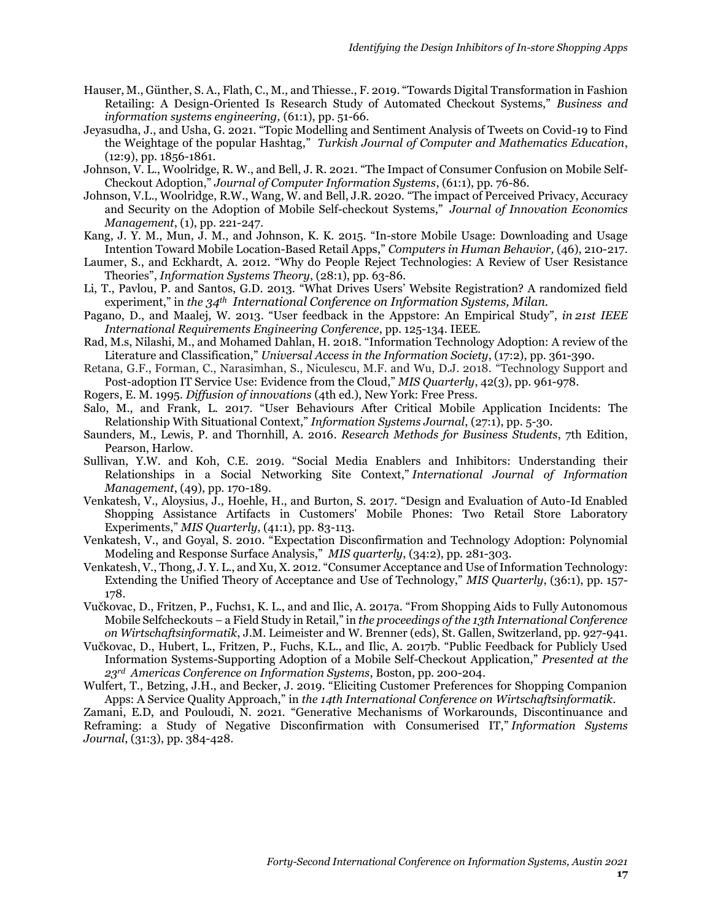Hauser, M., Günther, S. A., Flath, C., M., and Thiesse., F. 2019. "Towards Digital Transformation in Fashion Retailing: A Design-Oriented Is Research Study of Automated Checkout Systems," *Business and information systems engineering,* (61:1), pp. 51-66.

Jeyasudha, J., and Usha, G. 2021. "Topic Modelling and Sentiment Analysis of Tweets on Covid-19 to Find the Weightage of the popular Hashtag," *Turkish Journal of Computer and Mathematics Education*, (12:9), pp. 1856-1861.

Johnson, V. L., Woolridge, R. W., and Bell, J. R. 2021. "The Impact of Consumer Confusion on Mobile Self-Checkout Adoption," *Journal of Computer Information Systems*, (61:1), pp. 76-86.

Johnson, V.L., Woolridge, R.W., Wang, W. and Bell, J.R. 2020. "The impact of Perceived Privacy, Accuracy and Security on the Adoption of Mobile Self-checkout Systems," *Journal of Innovation Economics Management*, (1), pp. 221-247.

Kang, J. Y. M., Mun, J. M., and Johnson, K. K. 2015. "In-store Mobile Usage: Downloading and Usage Intention Toward Mobile Location-Based Retail Apps," *Computers in Human Behavior,* (46), 210-217.

Laumer, S., and Eckhardt, A. 2012. "Why do People Reject Technologies: A Review of User Resistance Theories", *Information Systems Theory*, (28:1), pp. 63-86.

Li, T., Pavlou, P. and Santos, G.D. 2013. "What Drives Users' Website Registration? A randomized field experiment," in *the 34th International Conference on Information Systems, Milan.*

Pagano, D., and Maalej, W. 2013. "User feedback in the Appstore: An Empirical Study", *in 21st IEEE International Requirements Engineering Conference*, pp. 125-134. IEEE.

Rad, M.s, Nilashi, M., and Mohamed Dahlan, H. 2018. "Information Technology Adoption: A review of the Literature and Classification," *Universal Access in the Information Society*, (17:2), pp. 361-390.

Retana, G.F., Forman, C., Narasimhan, S., Niculescu, M.F. and Wu, D.J. 2018. "Technology Support and Post-adoption IT Service Use: Evidence from the Cloud," *MIS Quarterly*, 42(3), pp. 961-978.

Rogers, E. M. 1995. *Diffusion of innovations* (4th ed.), New York: Free Press.

Salo, M., and Frank, L. 2017. "User Behaviours After Critical Mobile Application Incidents: The Relationship With Situational Context," *Information Systems Journal*, (27:1), pp. 5-30.

Saunders, M., Lewis, P. and Thornhill, A. 2016. *Research Methods for Business Students*, 7th Edition, Pearson, Harlow.

Sullivan, Y.W. and Koh, C.E. 2019. "Social Media Enablers and Inhibitors: Understanding their Relationships in a Social Networking Site Context," *International Journal of Information Management*, (49), pp. 170-189.

Venkatesh, V., Aloysius, J., Hoehle, H., and Burton, S. 2017. "Design and Evaluation of Auto-Id Enabled Shopping Assistance Artifacts in Customers' Mobile Phones: Two Retail Store Laboratory Experiments," *MIS Quarterly*, (41:1), pp. 83-113.

Venkatesh, V., and Goyal, S. 2010. "Expectation Disconfirmation and Technology Adoption: Polynomial Modeling and Response Surface Analysis," *MIS quarterly*, (34:2), pp. 281-303.

Venkatesh, V., Thong, J. Y. L., and Xu, X. 2012. "Consumer Acceptance and Use of Information Technology: Extending the Unified Theory of Acceptance and Use of Technology," *MIS Quarterly*, (36:1), pp. 157-178.

Vučkovac, D., Fritzen, P., Fuchs1, K. L., and and Ilic, A. 2017a. "From Shopping Aids to Fully Autonomous Mobile Selfcheckouts – a Field Study in Retail," in *the proceedings of the 13th International Conference on Wirtschaftsinformatik*, J.M. Leimeister and W. Brenner (eds), St. Gallen, Switzerland, pp. 927-941.

Vučkovac, D., Hubert, L., Fritzen, P., Fuchs, K.L., and Ilic, A. 2017b. "Public Feedback for Publicly Used Information Systems-Supporting Adoption of a Mobile Self-Checkout Application," *Presented at the 23rd Americas Conference on Information Systems*, Boston, pp. 200-204.

Wulfert, T., Betzing, J.H., and Becker, J. 2019. "Eliciting Customer Preferences for Shopping Companion Apps: A Service Quality Approach," in *the 14th International Conference on Wirtschaftsinformatik*.

Zamani, E.D, and Pouloudi, N. 2021. "Generative Mechanisms of Workarounds, Discontinuance and Reframing: a Study of Negative Disconfirmation with Consumerised IT," *Information Systems Journal*, (31:3), pp. 384-428.